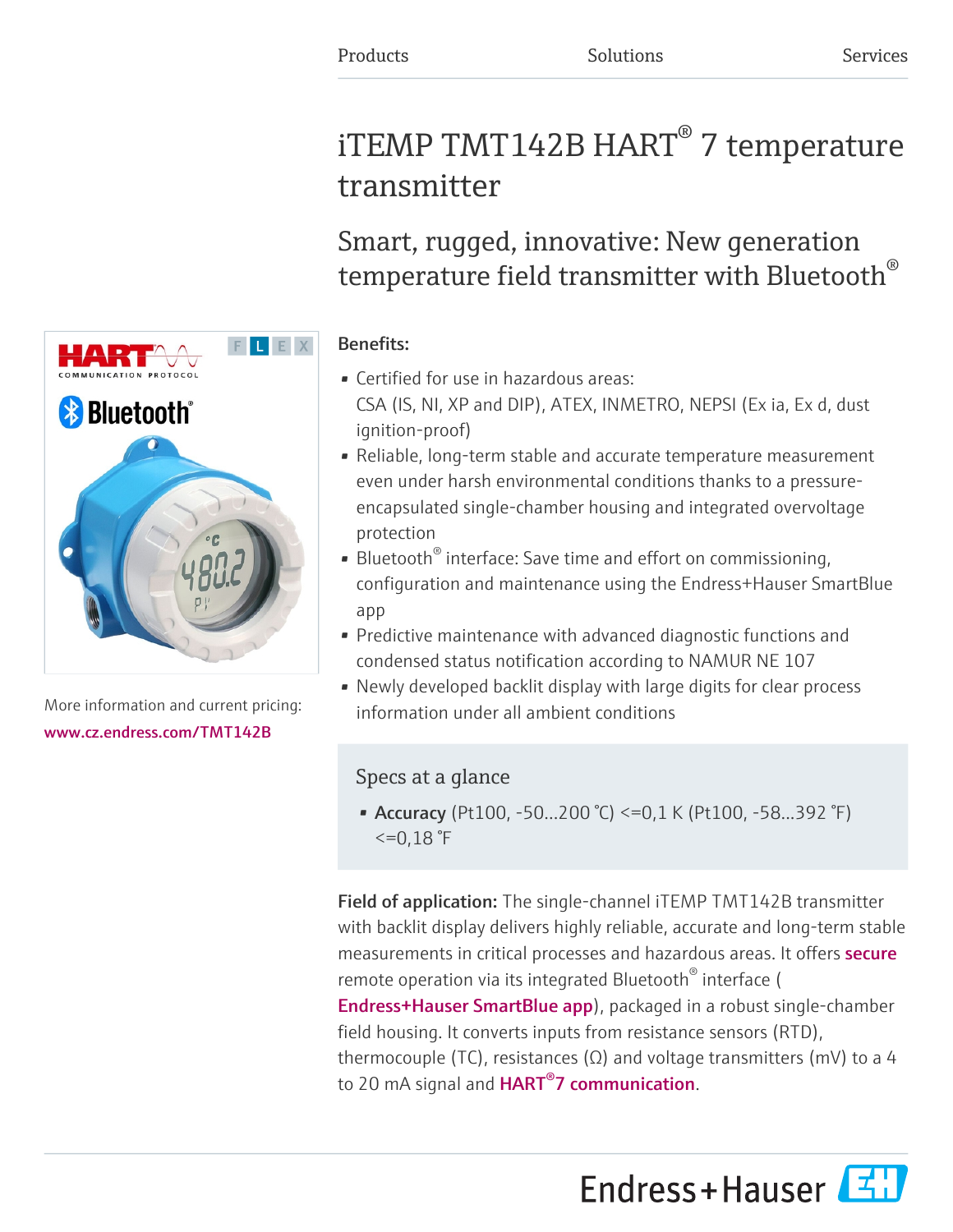Products Solutions Services

# iTEMP TMT142B HART® 7 temperature transmitter

## Smart, rugged, innovative: New generation temperature field transmitter with Bluetooth®

More information and current pricing:
www.cz.endress.com/TMT142B

**Benefits:**

- Certified for use in hazardous areas:
  CSA (IS, NI, XP and DIP), ATEX, INMETRO, NEPSI (Ex ia, Ex d, dust ignition-proof)
- Reliable, long-term stable and accurate temperature measurement even under harsh environmental conditions thanks to a pressure-encapsulated single-chamber housing and integrated overvoltage protection
- Bluetooth® interface: Save time and effort on commissioning, configuration and maintenance using the Endress+Hauser SmartBlue app
- Predictive maintenance with advanced diagnostic functions and condensed status notification according to NAMUR NE 107
- Newly developed backlit display with large digits for clear process information under all ambient conditions

### Specs at a glance

- **Accuracy** (Pt100, -50...200 °C) <=0,1 K (Pt100, -58...392 °F) <=0,18 °F

**Field of application:** The single-channel iTEMP TMT142B transmitter with backlit display delivers highly reliable, accurate and long-term stable measurements in critical processes and hazardous areas. It offers secure remote operation via its integrated Bluetooth® interface ( Endress+Hauser SmartBlue app), packaged in a robust single-chamber field housing. It converts inputs from resistance sensors (RTD), thermocouple (TC), resistances (Ω) and voltage transmitters (mV) to a 4 to 20 mA signal and HART®7 communication.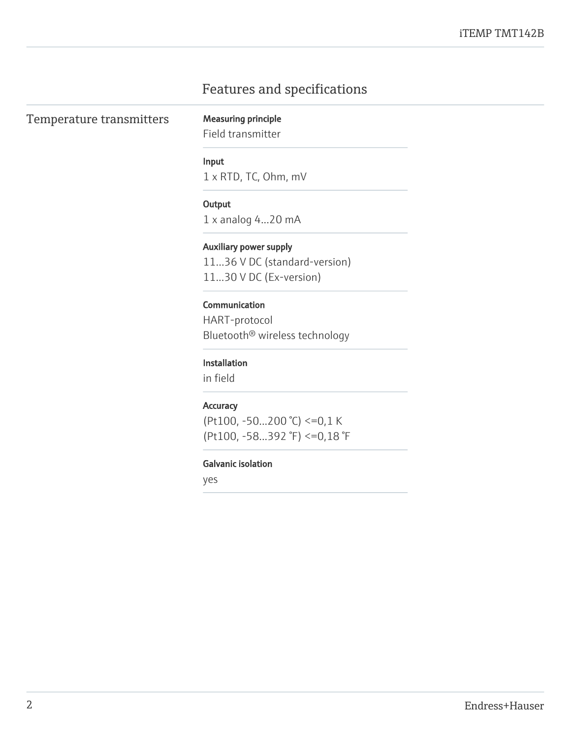# Features and specifications

## Temperature transmitters

**Measuring principle**
Field transmitter

**Input**
1 x RTD, TC, Ohm, mV

**Output**
1 x analog 4...20 mA

**Auxiliary power supply**
11...36 V DC (standard-version)
11...30 V DC (Ex-version)

**Communication**
HART-protocol
Bluetooth® wireless technology

**Installation**
in field

**Accuracy**
(Pt100, -50...200 °C) <=0,1 K
(Pt100, -58...392 °F) <=0,18 °F

**Galvanic isolation**
yes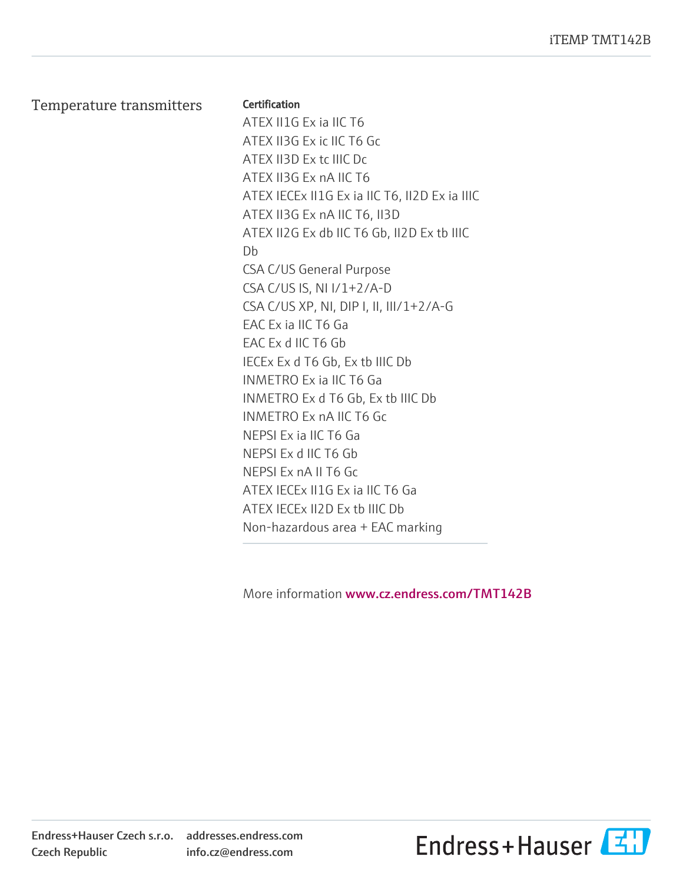## Temperature transmitters

**Certification**

ATEX II1G Ex ia IIC T6
ATEX II3G Ex ic IIC T6 Gc
ATEX II3D Ex tc IIIC Dc
ATEX II3G Ex nA IIC T6
ATEX IECEx II1G Ex ia IIC T6, II2D Ex ia IIIC
ATEX II3G Ex nA IIC T6, II3D
ATEX II2G Ex db IIC T6 Gb, II2D Ex tb IIIC Db
CSA C/US General Purpose
CSA C/US IS, NI I/1+2/A-D
CSA C/US XP, NI, DIP I, II, III/1+2/A-G
EAC Ex ia IIC T6 Ga
EAC Ex d IIC T6 Gb
IECEx Ex d T6 Gb, Ex tb IIIC Db
INMETRO Ex ia IIC T6 Ga
INMETRO Ex d T6 Gb, Ex tb IIIC Db
INMETRO Ex nA IIC T6 Gc
NEPSI Ex ia IIC T6 Ga
NEPSI Ex d IIC T6 Gb
NEPSI Ex nA II T6 Gc
ATEX IECEx II1G Ex ia IIC T6 Ga
ATEX IECEx II2D Ex tb IIIC Db
Non-hazardous area + EAC marking

More information **www.cz.endress.com/TMT142B**

Endress+Hauser Czech s.r.o.
Czech Republic

addresses.endress.com
info.cz@endress.com